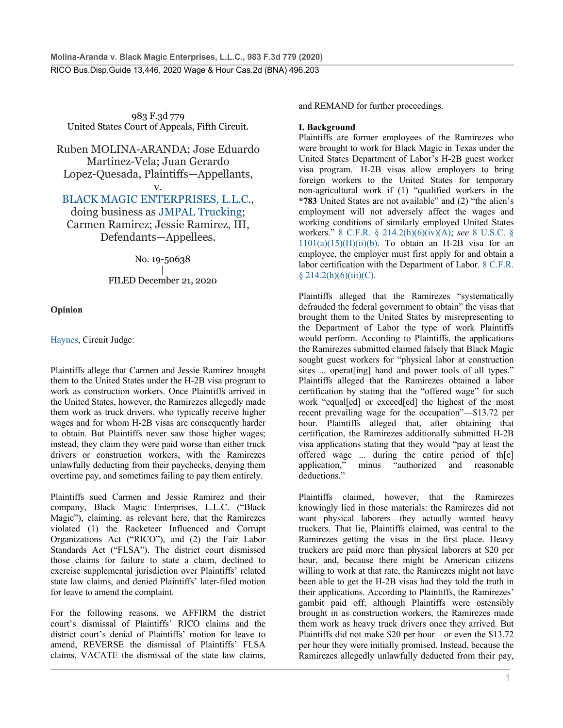983 F.3d 779
United States Court of Appeals, Fifth Circuit.

Ruben MOLINA-ARANDA; Jose Eduardo Martinez-Vela; Juan Gerardo Lopez-Quesada, Plaintiffs—Appellants,
v.
BLACK MAGIC ENTERPRISES, L.L.C., doing business as JMPAL Trucking; Carmen Ramirez; Jessie Ramirez, III, Defendants—Appellees.

No. 19-50638
|
FILED December 21, 2020

**Opinion**

Haynes, Circuit Judge:

Plaintiffs allege that Carmen and Jessie Ramirez brought them to the United States under the H-2B visa program to work as construction workers. Once Plaintiffs arrived in the United States, however, the Ramirezes allegedly made them work as truck drivers, who typically receive higher wages and for whom H-2B visas are consequently harder to obtain. But Plaintiffs never saw those higher wages; instead, they claim they were paid worse than either truck drivers or construction workers, with the Ramirezes unlawfully deducting from their paychecks, denying them overtime pay, and sometimes failing to pay them entirely.

Plaintiffs sued Carmen and Jessie Ramirez and their company, Black Magic Enterprises, L.L.C. ("Black Magic"), claiming, as relevant here, that the Ramirezes violated (1) the Racketeer Influenced and Corrupt Organizations Act ("RICO"), and (2) the Fair Labor Standards Act ("FLSA"). The district court dismissed those claims for failure to state a claim, declined to exercise supplemental jurisdiction over Plaintiffs' related state law claims, and denied Plaintiffs' later-filed motion for leave to amend the complaint.

For the following reasons, we AFFIRM the district court's dismissal of Plaintiffs' RICO claims and the district court's denial of Plaintiffs' motion for leave to amend, REVERSE the dismissal of Plaintiffs' FLSA claims, VACATE the dismissal of the state law claims, and REMAND for further proceedings.

**I. Background**

Plaintiffs are former employees of the Ramirezes who were brought to work for Black Magic in Texas under the United States Department of Labor's H-2B guest worker visa program.[1] H-2B visas allow employers to bring foreign workers to the United States for temporary non-agricultural work if (1) "qualified workers in the **\*783** United States are not available" and (2) "the alien's employment will not adversely affect the wages and working conditions of similarly employed United States workers." 8 C.F.R. § 214.2(h)(6)(iv)(A); *see* 8 U.S.C. § 1101(a)(15)(H)(ii)(b). To obtain an H-2B visa for an employee, the employer must first apply for and obtain a labor certification with the Department of Labor. 8 C.F.R. § 214.2(h)(6)(iii)(C).

Plaintiffs alleged that the Ramirezes "systematically defrauded the federal government to obtain" the visas that brought them to the United States by misrepresenting to the Department of Labor the type of work Plaintiffs would perform. According to Plaintiffs, the applications the Ramirezes submitted claimed falsely that Black Magic sought guest workers for "physical labor at construction sites ... operat[ing] hand and power tools of all types." Plaintiffs alleged that the Ramirezes obtained a labor certification by stating that the "offered wage" for such work "equal[ed] or exceed[ed] the highest of the most recent prevailing wage for the occupation"—$13.72 per hour. Plaintiffs alleged that, after obtaining that certification, the Ramirezes additionally submitted H-2B visa applications stating that they would "pay at least the offered wage ... during the entire period of th[e] application," minus "authorized and reasonable deductions."

Plaintiffs claimed, however, that the Ramirezes knowingly lied in those materials: the Ramirezes did not want physical laborers—they actually wanted heavy truckers. That lie, Plaintiffs claimed, was central to the Ramirezes getting the visas in the first place. Heavy truckers are paid more than physical laborers at $20 per hour, and, because there might be American citizens willing to work at that rate, the Ramirezes might not have been able to get the H-2B visas had they told the truth in their applications. According to Plaintiffs, the Ramirezes' gambit paid off; although Plaintiffs were ostensibly brought in as construction workers, the Ramirezes made them work as heavy truck drivers once they arrived. But Plaintiffs did not make $20 per hour—or even the $13.72 per hour they were initially promised. Instead, because the Ramirezes allegedly unlawfully deducted from their pay,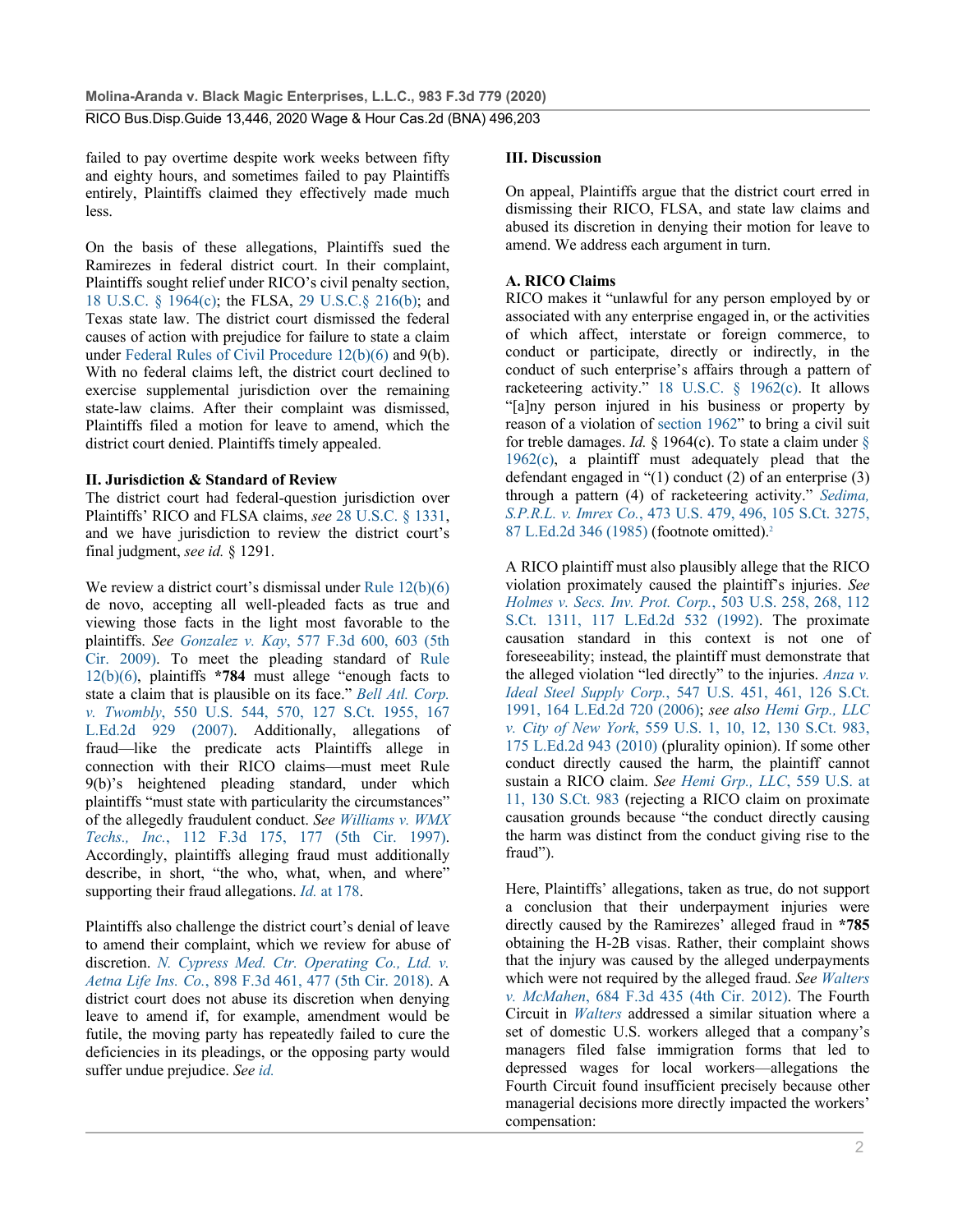failed to pay overtime despite work weeks between fifty and eighty hours, and sometimes failed to pay Plaintiffs entirely, Plaintiffs claimed they effectively made much less.

On the basis of these allegations, Plaintiffs sued the Ramirezes in federal district court. In their complaint, Plaintiffs sought relief under RICO's civil penalty section, 18 U.S.C. § 1964(c); the FLSA, 29 U.S.C.§ 216(b); and Texas state law. The district court dismissed the federal causes of action with prejudice for failure to state a claim under Federal Rules of Civil Procedure 12(b)(6) and 9(b). With no federal claims left, the district court declined to exercise supplemental jurisdiction over the remaining state-law claims. After their complaint was dismissed, Plaintiffs filed a motion for leave to amend, which the district court denied. Plaintiffs timely appealed.

## II. Jurisdiction & Standard of Review

The district court had federal-question jurisdiction over Plaintiffs' RICO and FLSA claims, *see* 28 U.S.C. § 1331, and we have jurisdiction to review the district court's final judgment, *see id.* § 1291.

We review a district court's dismissal under Rule 12(b)(6) de novo, accepting all well-pleaded facts as true and viewing those facts in the light most favorable to the plaintiffs. *See Gonzalez v. Kay*, 577 F.3d 600, 603 (5th Cir. 2009). To meet the pleading standard of Rule 12(b)(6), plaintiffs **\*784** must allege "enough facts to state a claim that is plausible on its face." *Bell Atl. Corp. v. Twombly*, 550 U.S. 544, 570, 127 S.Ct. 1955, 167 L.Ed.2d 929 (2007). Additionally, allegations of fraud—like the predicate acts Plaintiffs allege in connection with their RICO claims—must meet Rule 9(b)'s heightened pleading standard, under which plaintiffs "must state with particularity the circumstances" of the allegedly fraudulent conduct. *See Williams v. WMX Techs., Inc.*, 112 F.3d 175, 177 (5th Cir. 1997). Accordingly, plaintiffs alleging fraud must additionally describe, in short, "the who, what, when, and where" supporting their fraud allegations. *Id.* at 178.

Plaintiffs also challenge the district court's denial of leave to amend their complaint, which we review for abuse of discretion. *N. Cypress Med. Ctr. Operating Co., Ltd. v. Aetna Life Ins. Co.*, 898 F.3d 461, 477 (5th Cir. 2018). A district court does not abuse its discretion when denying leave to amend if, for example, amendment would be futile, the moving party has repeatedly failed to cure the deficiencies in its pleadings, or the opposing party would suffer undue prejudice. *See id.*

## III. Discussion

On appeal, Plaintiffs argue that the district court erred in dismissing their RICO, FLSA, and state law claims and abused its discretion in denying their motion for leave to amend. We address each argument in turn.

### A. RICO Claims

RICO makes it "unlawful for any person employed by or associated with any enterprise engaged in, or the activities of which affect, interstate or foreign commerce, to conduct or participate, directly or indirectly, in the conduct of such enterprise's affairs through a pattern of racketeering activity." 18 U.S.C. § 1962(c). It allows "[a]ny person injured in his business or property by reason of a violation of section 1962" to bring a civil suit for treble damages. *Id.* § 1964(c). To state a claim under § 1962(c), a plaintiff must adequately plead that the defendant engaged in "(1) conduct (2) of an enterprise (3) through a pattern (4) of racketeering activity." *Sedima, S.P.R.L. v. Imrex Co.*, 473 U.S. 479, 496, 105 S.Ct. 3275, 87 L.Ed.2d 346 (1985) (footnote omitted).[2]

A RICO plaintiff must also plausibly allege that the RICO violation proximately caused the plaintiff's injuries. *See Holmes v. Secs. Inv. Prot. Corp.*, 503 U.S. 258, 268, 112 S.Ct. 1311, 117 L.Ed.2d 532 (1992). The proximate causation standard in this context is not one of foreseeability; instead, the plaintiff must demonstrate that the alleged violation "led directly" to the injuries. *Anza v. Ideal Steel Supply Corp.*, 547 U.S. 451, 461, 126 S.Ct. 1991, 164 L.Ed.2d 720 (2006); *see also Hemi Grp., LLC v. City of New York*, 559 U.S. 1, 10, 12, 130 S.Ct. 983, 175 L.Ed.2d 943 (2010) (plurality opinion). If some other conduct directly caused the harm, the plaintiff cannot sustain a RICO claim. *See Hemi Grp., LLC*, 559 U.S. at 11, 130 S.Ct. 983 (rejecting a RICO claim on proximate causation grounds because "the conduct directly causing the harm was distinct from the conduct giving rise to the fraud").

Here, Plaintiffs' allegations, taken as true, do not support a conclusion that their underpayment injuries were directly caused by the Ramirezes' alleged fraud in **\*785** obtaining the H-2B visas. Rather, their complaint shows that the injury was caused by the alleged underpayments which were not required by the alleged fraud. *See Walters v. McMahen*, 684 F.3d 435 (4th Cir. 2012). The Fourth Circuit in *Walters* addressed a similar situation where a set of domestic U.S. workers alleged that a company's managers filed false immigration forms that led to depressed wages for local workers—allegations the Fourth Circuit found insufficient precisely because other managerial decisions more directly impacted the workers' compensation: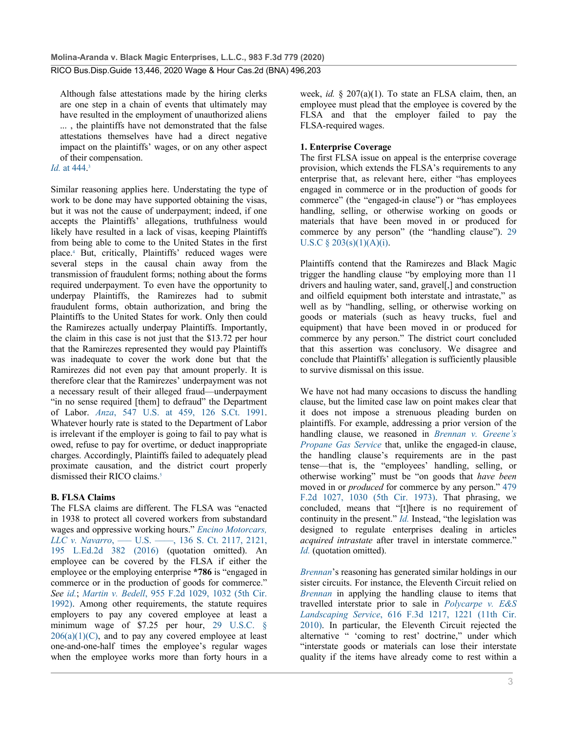> Although false attestations made by the hiring clerks are one step in a chain of events that ultimately may have resulted in the employment of unauthorized aliens ... , the plaintiffs have not demonstrated that the false attestations themselves have had a direct negative impact on the plaintiffs' wages, or on any other aspect of their compensation.

*Id.* at 444.[3]

Similar reasoning applies here. Understating the type of work to be done may have supported obtaining the visas, but it was not the cause of underpayment; indeed, if one accepts the Plaintiffs' allegations, truthfulness would likely have resulted in a lack of visas, keeping Plaintiffs from being able to come to the United States in the first place.[4] But, critically, Plaintiffs' reduced wages were several steps in the causal chain away from the transmission of fraudulent forms; nothing about the forms required underpayment. To even have the opportunity to underpay Plaintiffs, the Ramirezes had to submit fraudulent forms, obtain authorization, and bring the Plaintiffs to the United States for work. Only then could the Ramirezes actually underpay Plaintiffs. Importantly, the claim in this case is not just that the $13.72 per hour that the Ramirezes represented they would pay Plaintiffs was inadequate to cover the work done but that the Ramirezes did not even pay that amount properly. It is therefore clear that the Ramirezes' underpayment was not a necessary result of their alleged fraud—underpayment "in no sense required [them] to defraud" the Department of Labor. *Anza*, 547 U.S. at 459, 126 S.Ct. 1991. Whatever hourly rate is stated to the Department of Labor is irrelevant if the employer is going to fail to pay what is owed, refuse to pay for overtime, or deduct inappropriate charges. Accordingly, Plaintiffs failed to adequately plead proximate causation, and the district court properly dismissed their RICO claims.[5]

**B. FLSA Claims**

The FLSA claims are different. The FLSA was "enacted in 1938 to protect all covered workers from substandard wages and oppressive working hours." *Encino Motorcars, LLC v. Navarro*, ––– U.S. ––––, 136 S. Ct. 2117, 2121, 195 L.Ed.2d 382 (2016) (quotation omitted). An employee can be covered by the FLSA if either the employee or the employing enterprise **\*786** is "engaged in commerce or in the production of goods for commerce." *See id.*; *Martin v. Bedell*, 955 F.2d 1029, 1032 (5th Cir. 1992). Among other requirements, the statute requires employers to pay any covered employee at least a minimum wage of $7.25 per hour, 29 U.S.C. § 206(a)(1)(C), and to pay any covered employee at least one-and-one-half times the employee's regular wages when the employee works more than forty hours in a week, *id.* § 207(a)(1). To state an FLSA claim, then, an employee must plead that the employee is covered by the FLSA and that the employer failed to pay the FLSA-required wages.

**1. Enterprise Coverage**

The first FLSA issue on appeal is the enterprise coverage provision, which extends the FLSA's requirements to any enterprise that, as relevant here, either "has employees engaged in commerce or in the production of goods for commerce" (the "engaged-in clause") or "has employees handling, selling, or otherwise working on goods or materials that have been moved in or produced for commerce by any person" (the "handling clause"). 29 U.S.C § 203(s)(1)(A)(i).

Plaintiffs contend that the Ramirezes and Black Magic trigger the handling clause "by employing more than 11 drivers and hauling water, sand, gravel[,] and construction and oilfield equipment both interstate and intrastate," as well as by "handling, selling, or otherwise working on goods or materials (such as heavy trucks, fuel and equipment) that have been moved in or produced for commerce by any person." The district court concluded that this assertion was conclusory. We disagree and conclude that Plaintiffs' allegation is sufficiently plausible to survive dismissal on this issue.

We have not had many occasions to discuss the handling clause, but the limited case law on point makes clear that it does not impose a strenuous pleading burden on plaintiffs. For example, addressing a prior version of the handling clause, we reasoned in *Brennan v. Greene's Propane Gas Service* that, unlike the engaged-in clause, the handling clause's requirements are in the past tense—that is, the "employees' handling, selling, or otherwise working" must be "on goods that *have been* moved in or *produced* for commerce by any person." 479 F.2d 1027, 1030 (5th Cir. 1973). That phrasing, we concluded, means that "[t]here is no requirement of continuity in the present." *Id.* Instead, "the legislation was designed to regulate enterprises dealing in articles *acquired intrastate* after travel in interstate commerce." *Id.* (quotation omitted).

*Brennan*'s reasoning has generated similar holdings in our sister circuits. For instance, the Eleventh Circuit relied on *Brennan* in applying the handling clause to items that travelled interstate prior to sale in *Polycarpe v. E&S Landscaping Service*, 616 F.3d 1217, 1221 (11th Cir. 2010). In particular, the Eleventh Circuit rejected the alternative " 'coming to rest' doctrine," under which "interstate goods or materials can lose their interstate quality if the items have already come to rest within a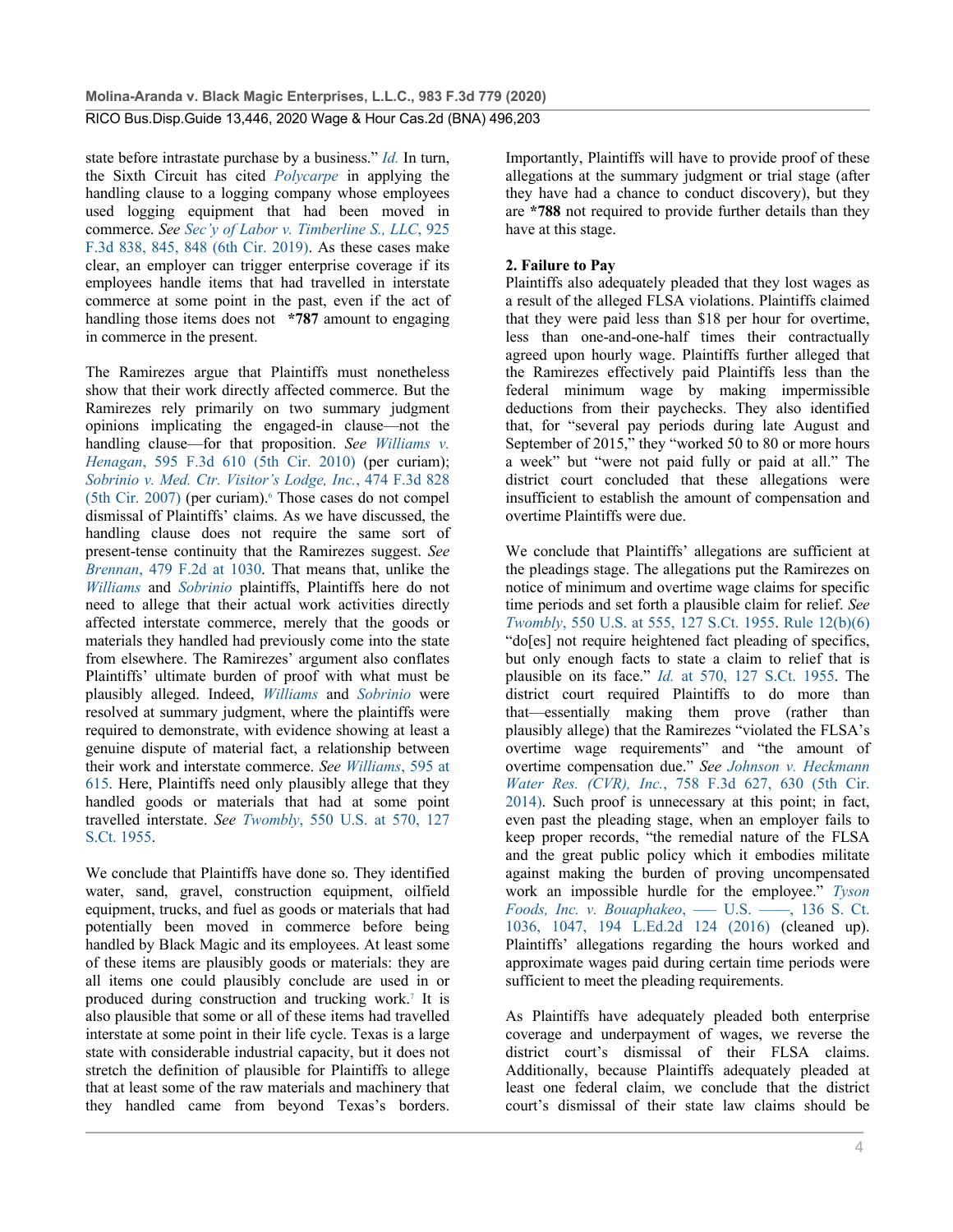state before intrastate purchase by a business." *Id.* In turn, the Sixth Circuit has cited *Polycarpe* in applying the handling clause to a logging company whose employees used logging equipment that had been moved in commerce. *See Sec'y of Labor v. Timberline S., LLC*, 925 F.3d 838, 845, 848 (6th Cir. 2019). As these cases make clear, an employer can trigger enterprise coverage if its employees handle items that had travelled in interstate commerce at some point in the past, even if the act of handling those items does not **\*787** amount to engaging in commerce in the present.

The Ramirezes argue that Plaintiffs must nonetheless show that their work directly affected commerce. But the Ramirezes rely primarily on two summary judgment opinions implicating the engaged-in clause—not the handling clause—for that proposition. *See Williams v. Henagan*, 595 F.3d 610 (5th Cir. 2010) (per curiam); *Sobrinio v. Med. Ctr. Visitor's Lodge, Inc.*, 474 F.3d 828 (5th Cir. 2007) (per curiam).[6] Those cases do not compel dismissal of Plaintiffs' claims. As we have discussed, the handling clause does not require the same sort of present-tense continuity that the Ramirezes suggest. *See Brennan*, 479 F.2d at 1030. That means that, unlike the *Williams* and *Sobrinio* plaintiffs, Plaintiffs here do not need to allege that their actual work activities directly affected interstate commerce, merely that the goods or materials they handled had previously come into the state from elsewhere. The Ramirezes' argument also conflates Plaintiffs' ultimate burden of proof with what must be plausibly alleged. Indeed, *Williams* and *Sobrinio* were resolved at summary judgment, where the plaintiffs were required to demonstrate, with evidence showing at least a genuine dispute of material fact, a relationship between their work and interstate commerce. *See Williams*, 595 at 615. Here, Plaintiffs need only plausibly allege that they handled goods or materials that had at some point travelled interstate. *See Twombly*, 550 U.S. at 570, 127 S.Ct. 1955.

We conclude that Plaintiffs have done so. They identified water, sand, gravel, construction equipment, oilfield equipment, trucks, and fuel as goods or materials that had potentially been moved in commerce before being handled by Black Magic and its employees. At least some of these items are plausibly goods or materials: they are all items one could plausibly conclude are used in or produced during construction and trucking work.[7] It is also plausible that some or all of these items had travelled interstate at some point in their life cycle. Texas is a large state with considerable industrial capacity, but it does not stretch the definition of plausible for Plaintiffs to allege that at least some of the raw materials and machinery that they handled came from beyond Texas's borders. Importantly, Plaintiffs will have to provide proof of these allegations at the summary judgment or trial stage (after they have had a chance to conduct discovery), but they are **\*788** not required to provide further details than they have at this stage.

**2. Failure to Pay**

Plaintiffs also adequately pleaded that they lost wages as a result of the alleged FLSA violations. Plaintiffs claimed that they were paid less than $18 per hour for overtime, less than one-and-one-half times their contractually agreed upon hourly wage. Plaintiffs further alleged that the Ramirezes effectively paid Plaintiffs less than the federal minimum wage by making impermissible deductions from their paychecks. They also identified that, for "several pay periods during late August and September of 2015," they "worked 50 to 80 or more hours a week" but "were not paid fully or paid at all." The district court concluded that these allegations were insufficient to establish the amount of compensation and overtime Plaintiffs were due.

We conclude that Plaintiffs' allegations are sufficient at the pleadings stage. The allegations put the Ramirezes on notice of minimum and overtime wage claims for specific time periods and set forth a plausible claim for relief. *See Twombly*, 550 U.S. at 555, 127 S.Ct. 1955. Rule 12(b)(6) "do[es] not require heightened fact pleading of specifics, but only enough facts to state a claim to relief that is plausible on its face." *Id.* at 570, 127 S.Ct. 1955. The district court required Plaintiffs to do more than that—essentially making them prove (rather than plausibly allege) that the Ramirezes "violated the FLSA's overtime wage requirements" and "the amount of overtime compensation due." *See Johnson v. Heckmann Water Res. (CVR), Inc.*, 758 F.3d 627, 630 (5th Cir. 2014). Such proof is unnecessary at this point; in fact, even past the pleading stage, when an employer fails to keep proper records, "the remedial nature of the FLSA and the great public policy which it embodies militate against making the burden of proving uncompensated work an impossible hurdle for the employee." *Tyson Foods, Inc. v. Bouaphakeo*, ––– U.S. ––––, 136 S. Ct. 1036, 1047, 194 L.Ed.2d 124 (2016) (cleaned up). Plaintiffs' allegations regarding the hours worked and approximate wages paid during certain time periods were sufficient to meet the pleading requirements.

As Plaintiffs have adequately pleaded both enterprise coverage and underpayment of wages, we reverse the district court's dismissal of their FLSA claims. Additionally, because Plaintiffs adequately pleaded at least one federal claim, we conclude that the district court's dismissal of their state law claims should be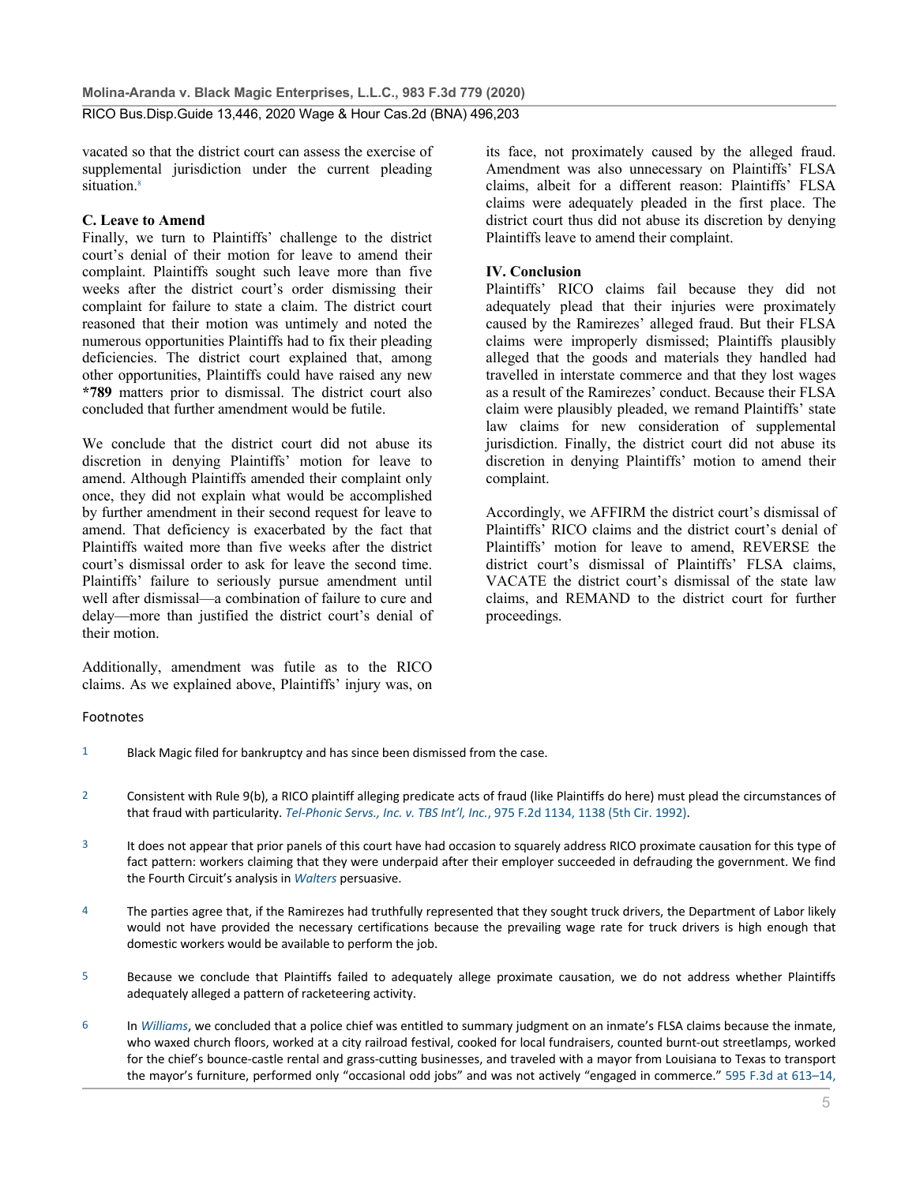vacated so that the district court can assess the exercise of supplemental jurisdiction under the current pleading situation.[8]

### C. Leave to Amend

Finally, we turn to Plaintiffs' challenge to the district court's denial of their motion for leave to amend their complaint. Plaintiffs sought such leave more than five weeks after the district court's order dismissing their complaint for failure to state a claim. The district court reasoned that their motion was untimely and noted the numerous opportunities Plaintiffs had to fix their pleading deficiencies. The district court explained that, among other opportunities, Plaintiffs could have raised any new **\*789** matters prior to dismissal. The district court also concluded that further amendment would be futile.

We conclude that the district court did not abuse its discretion in denying Plaintiffs' motion for leave to amend. Although Plaintiffs amended their complaint only once, they did not explain what would be accomplished by further amendment in their second request for leave to amend. That deficiency is exacerbated by the fact that Plaintiffs waited more than five weeks after the district court's dismissal order to ask for leave the second time. Plaintiffs' failure to seriously pursue amendment until well after dismissal—a combination of failure to cure and delay—more than justified the district court's denial of their motion.

Additionally, amendment was futile as to the RICO claims. As we explained above, Plaintiffs' injury was, on its face, not proximately caused by the alleged fraud. Amendment was also unnecessary on Plaintiffs' FLSA claims, albeit for a different reason: Plaintiffs' FLSA claims were adequately pleaded in the first place. The district court thus did not abuse its discretion by denying Plaintiffs leave to amend their complaint.

### IV. Conclusion

Plaintiffs' RICO claims fail because they did not adequately plead that their injuries were proximately caused by the Ramirezes' alleged fraud. But their FLSA claims were improperly dismissed; Plaintiffs plausibly alleged that the goods and materials they handled had travelled in interstate commerce and that they lost wages as a result of the Ramirezes' conduct. Because their FLSA claim were plausibly pleaded, we remand Plaintiffs' state law claims for new consideration of supplemental jurisdiction. Finally, the district court did not abuse its discretion in denying Plaintiffs' motion to amend their complaint.

Accordingly, we AFFIRM the district court's dismissal of Plaintiffs' RICO claims and the district court's denial of Plaintiffs' motion for leave to amend, REVERSE the district court's dismissal of Plaintiffs' FLSA claims, VACATE the district court's dismissal of the state law claims, and REMAND to the district court for further proceedings.

### Footnotes

1. Black Magic filed for bankruptcy and has since been dismissed from the case.

2. Consistent with Rule 9(b), a RICO plaintiff alleging predicate acts of fraud (like Plaintiffs do here) must plead the circumstances of that fraud with particularity. *Tel-Phonic Servs., Inc. v. TBS Int'l, Inc.*, 975 F.2d 1134, 1138 (5th Cir. 1992).

3. It does not appear that prior panels of this court have had occasion to squarely address RICO proximate causation for this type of fact pattern: workers claiming that they were underpaid after their employer succeeded in defrauding the government. We find the Fourth Circuit's analysis in *Walters* persuasive.

4. The parties agree that, if the Ramirezes had truthfully represented that they sought truck drivers, the Department of Labor likely would not have provided the necessary certifications because the prevailing wage rate for truck drivers is high enough that domestic workers would be available to perform the job.

5. Because we conclude that Plaintiffs failed to adequately allege proximate causation, we do not address whether Plaintiffs adequately alleged a pattern of racketeering activity.

6. In *Williams*, we concluded that a police chief was entitled to summary judgment on an inmate's FLSA claims because the inmate, who waxed church floors, worked at a city railroad festival, cooked for local fundraisers, counted burnt-out streetlamps, worked for the chief's bounce-castle rental and grass-cutting businesses, and traveled with a mayor from Louisiana to Texas to transport the mayor's furniture, performed only "occasional odd jobs" and was not actively "engaged in commerce." 595 F.3d at 613–14,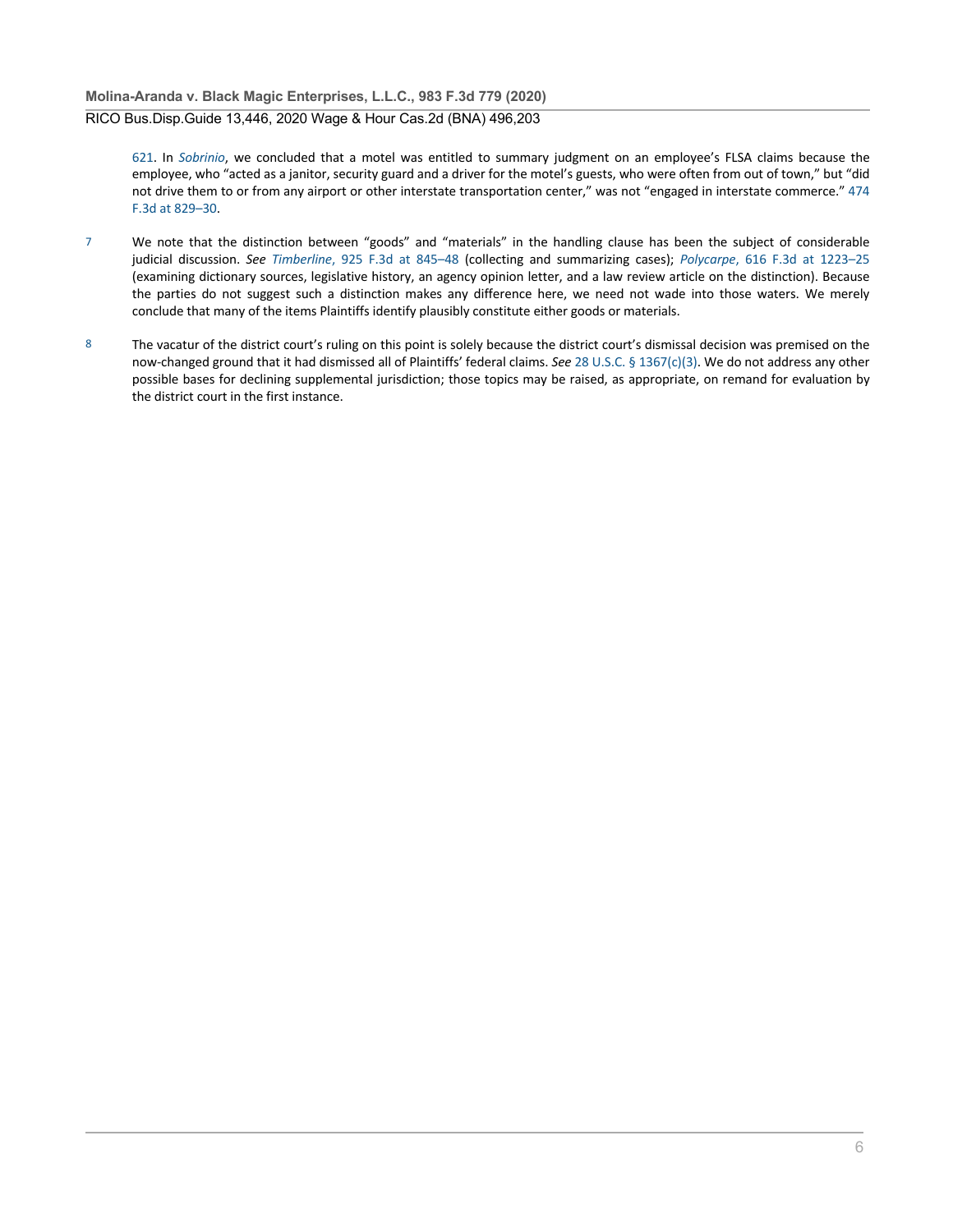621. In *Sobrinio*, we concluded that a motel was entitled to summary judgment on an employee's FLSA claims because the employee, who "acted as a janitor, security guard and a driver for the motel's guests, who were often from out of town," but "did not drive them to or from any airport or other interstate transportation center," was not "engaged in interstate commerce." 474 F.3d at 829–30.

7 We note that the distinction between "goods" and "materials" in the handling clause has been the subject of considerable judicial discussion. *See Timberline*, 925 F.3d at 845–48 (collecting and summarizing cases); *Polycarpe*, 616 F.3d at 1223–25 (examining dictionary sources, legislative history, an agency opinion letter, and a law review article on the distinction). Because the parties do not suggest such a distinction makes any difference here, we need not wade into those waters. We merely conclude that many of the items Plaintiffs identify plausibly constitute either goods or materials.

8 The vacatur of the district court's ruling on this point is solely because the district court's dismissal decision was premised on the now-changed ground that it had dismissed all of Plaintiffs' federal claims. *See* 28 U.S.C. § 1367(c)(3). We do not address any other possible bases for declining supplemental jurisdiction; those topics may be raised, as appropriate, on remand for evaluation by the district court in the first instance.